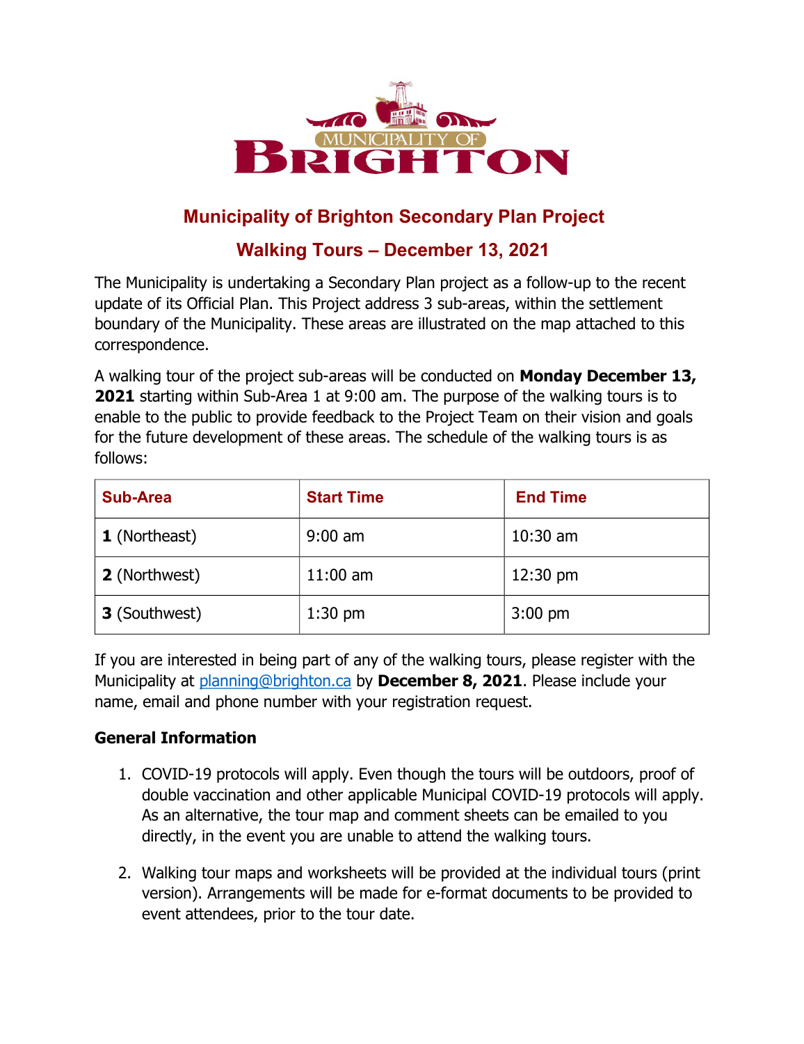# Municipality of Brighton Secondary Plan Project

## Walking Tours – December 13, 2021

The Municipality is undertaking a Secondary Plan project as a follow-up to the recent update of its Official Plan. This Project address 3 sub-areas, within the settlement boundary of the Municipality. These areas are illustrated on the map attached to this correspondence.

A walking tour of the project sub-areas will be conducted on **Monday December 13, 2021** starting within Sub-Area 1 at 9:00 am. The purpose of the walking tours is to enable to the public to provide feedback to the Project Team on their vision and goals for the future development of these areas. The schedule of the walking tours is as follows:

| Sub-Area | Start Time | End Time |
|---|---|---|
| **1** (Northeast) | 9:00 am | 10:30 am |
| **2** (Northwest) | 11:00 am | 12:30 pm |
| **3** (Southwest) | 1:30 pm | 3:00 pm |

If you are interested in being part of any of the walking tours, please register with the Municipality at planning@brighton.ca by **December 8, 2021**. Please include your name, email and phone number with your registration request.

### General Information

1. COVID-19 protocols will apply. Even though the tours will be outdoors, proof of double vaccination and other applicable Municipal COVID-19 protocols will apply. As an alternative, the tour map and comment sheets can be emailed to you directly, in the event you are unable to attend the walking tours.

2. Walking tour maps and worksheets will be provided at the individual tours (print version). Arrangements will be made for e-format documents to be provided to event attendees, prior to the tour date.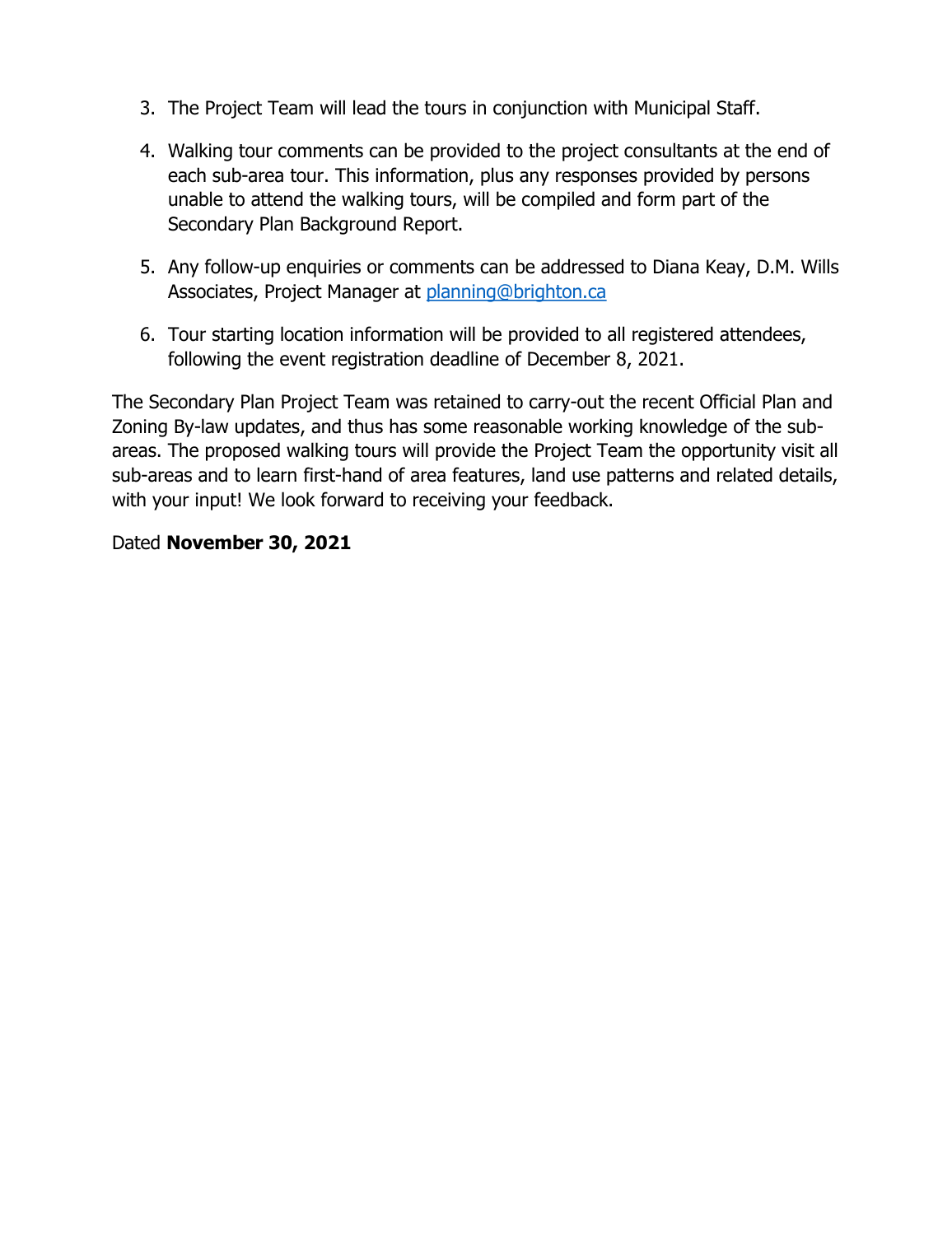3. The Project Team will lead the tours in conjunction with Municipal Staff.

4. Walking tour comments can be provided to the project consultants at the end of each sub-area tour. This information, plus any responses provided by persons unable to attend the walking tours, will be compiled and form part of the Secondary Plan Background Report.

5. Any follow-up enquiries or comments can be addressed to Diana Keay, D.M. Wills Associates, Project Manager at [planning@brighton.ca](mailto:planning@brighton.ca)

6. Tour starting location information will be provided to all registered attendees, following the event registration deadline of December 8, 2021.

The Secondary Plan Project Team was retained to carry-out the recent Official Plan and Zoning By-law updates, and thus has some reasonable working knowledge of the sub-areas. The proposed walking tours will provide the Project Team the opportunity visit all sub-areas and to learn first-hand of area features, land use patterns and related details, with your input! We look forward to receiving your feedback.

Dated **November 30, 2021**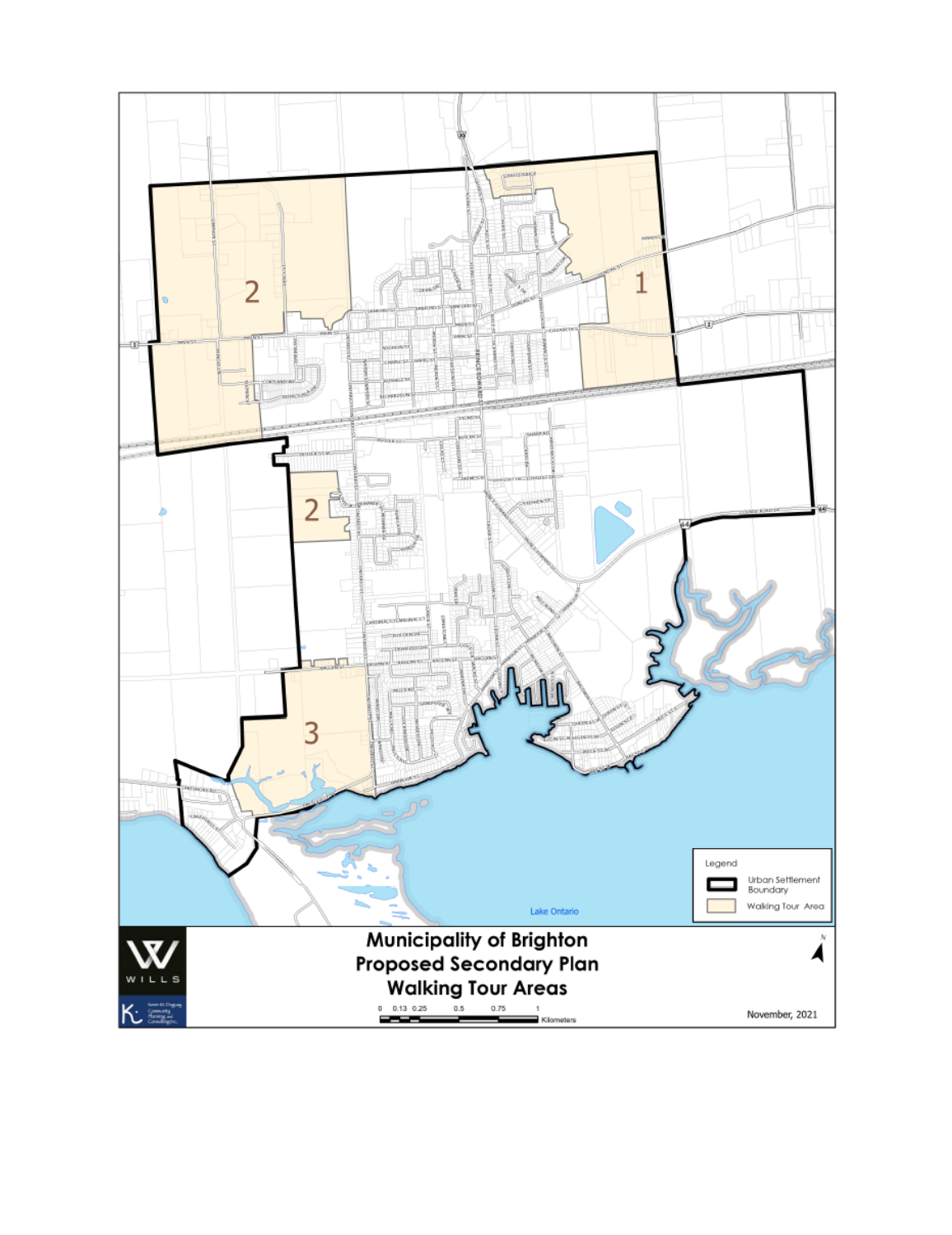2

1

2

3

Lake Ontario

Legend

Urban Settlement Boundary

Walking Tour Area

WILLS

# Municipality of Brighton
# Proposed Secondary Plan
# Walking Tour Areas

0 0.13 0.25 0.5 0.75 1 Kilometers

November, 2021